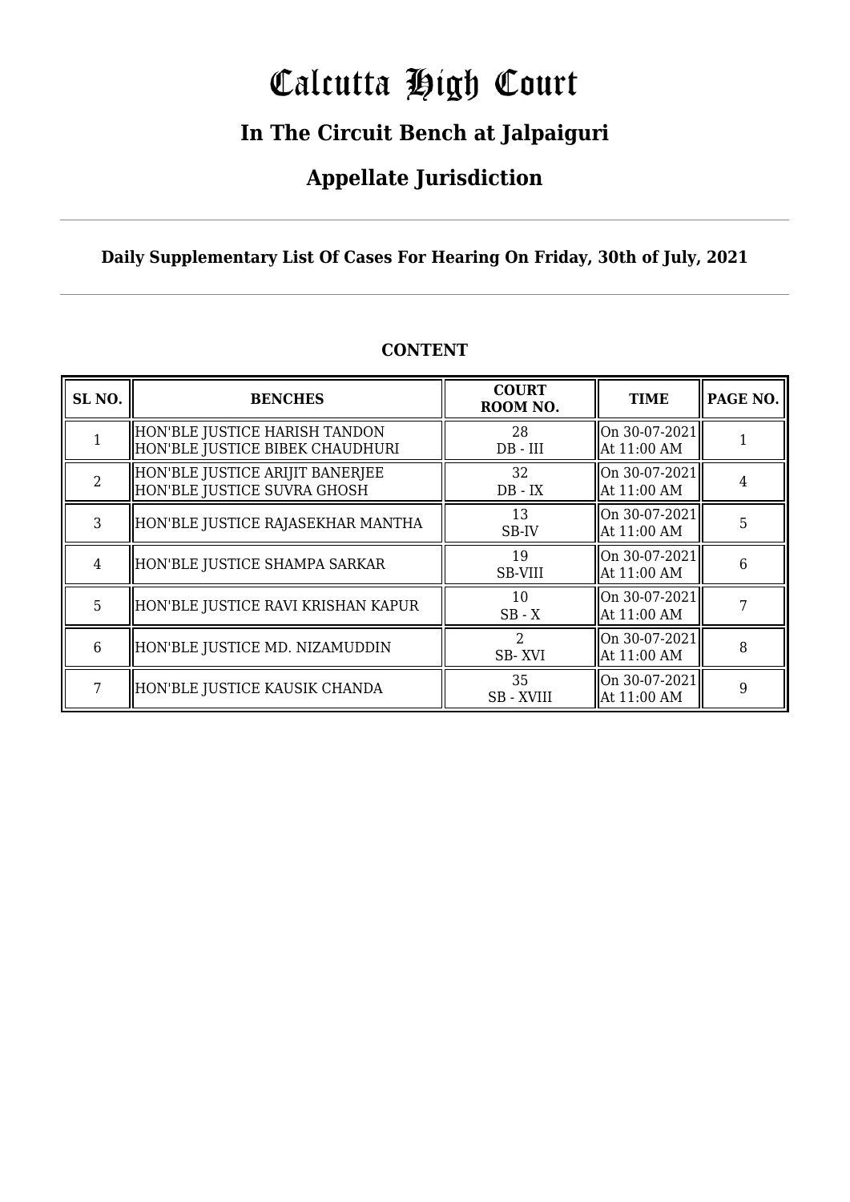# Calcutta High Court

## In The Circuit Bench at Jalpaiguri

## Appellate Jurisdiction

**Daily Supplementary List Of Cases For Hearing On Friday, 30th of July, 2021**

### CONTENT

| SL NO. | BENCHES | COURT ROOM NO. | TIME | PAGE NO. |
|---|---|---|---|---|
| 1 | HON'BLE JUSTICE HARISH TANDON<br>HON'BLE JUSTICE BIBEK CHAUDHURI | 28<br>DB - III | On 30-07-2021<br>At 11:00 AM | 1 |
| 2 | HON'BLE JUSTICE ARIJIT BANERJEE<br>HON'BLE JUSTICE SUVRA GHOSH | 32<br>DB - IX | On 30-07-2021<br>At 11:00 AM | 4 |
| 3 | HON'BLE JUSTICE RAJASEKHAR MANTHA | 13<br>SB-IV | On 30-07-2021<br>At 11:00 AM | 5 |
| 4 | HON'BLE JUSTICE SHAMPA SARKAR | 19<br>SB-VIII | On 30-07-2021<br>At 11:00 AM | 6 |
| 5 | HON'BLE JUSTICE RAVI KRISHAN KAPUR | 10<br>SB - X | On 30-07-2021<br>At 11:00 AM | 7 |
| 6 | HON'BLE JUSTICE MD. NIZAMUDDIN | 2<br>SB- XVI | On 30-07-2021<br>At 11:00 AM | 8 |
| 7 | HON'BLE JUSTICE KAUSIK CHANDA | 35<br>SB - XVIII | On 30-07-2021<br>At 11:00 AM | 9 |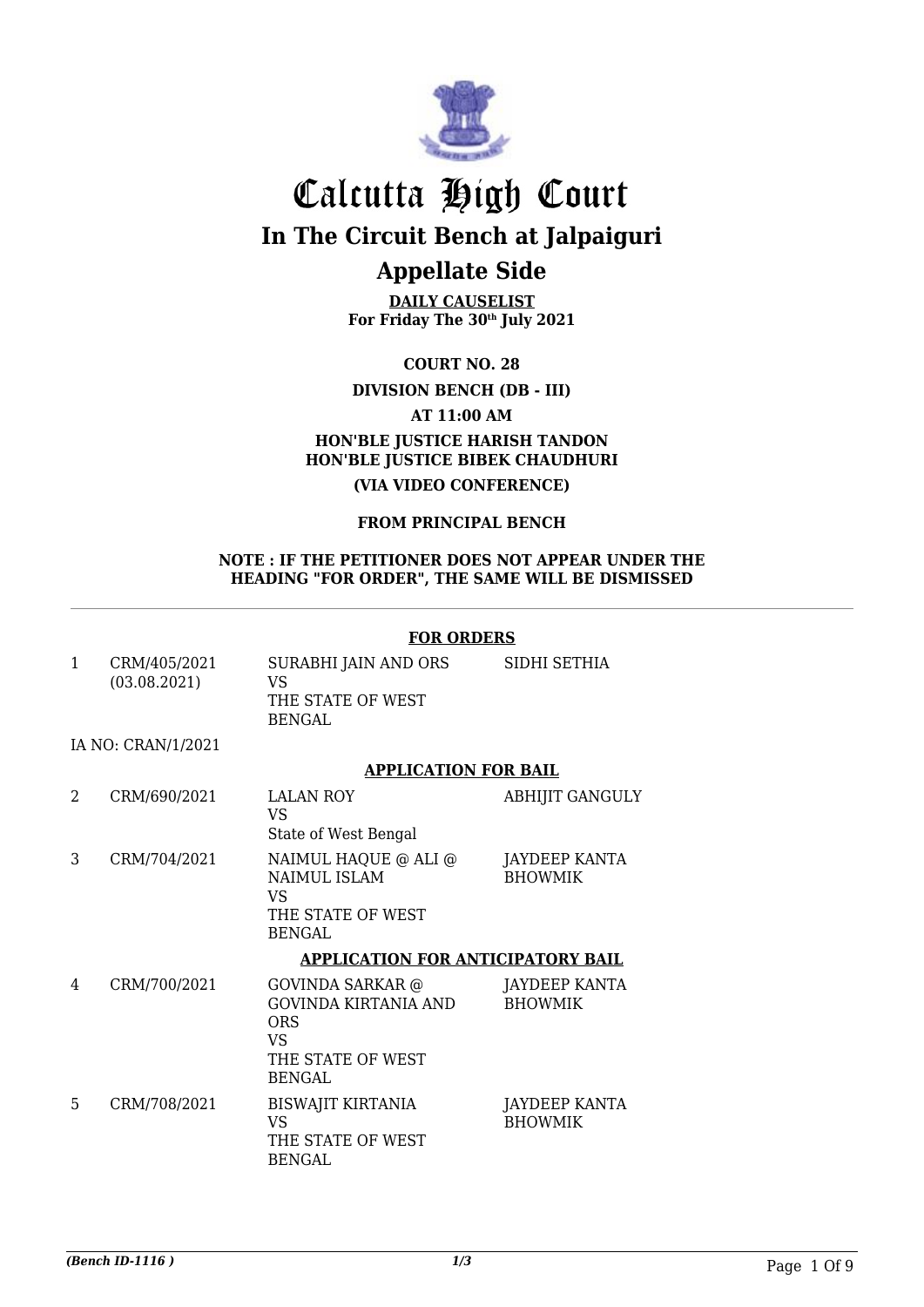# Calcutta High Court

## In The Circuit Bench at Jalpaiguri

## Appellate Side

**DAILY CAUSELIST**
**For Friday The 30th July 2021**

**COURT NO. 28**

**DIVISION BENCH (DB - III)**

**AT 11:00 AM**

**HON'BLE JUSTICE HARISH TANDON**
**HON'BLE JUSTICE BIBEK CHAUDHURI**

**(VIA VIDEO CONFERENCE)**

**FROM PRINCIPAL BENCH**

**NOTE : IF THE PETITIONER DOES NOT APPEAR UNDER THE HEADING "FOR ORDER", THE SAME WILL BE DISMISSED**

---

**FOR ORDERS**

| | | | |
|---|---|---|---|
| 1 | CRM/405/2021 (03.08.2021) | SURABHI JAIN AND ORS VS THE STATE OF WEST BENGAL | SIDHI SETHIA |

IA NO: CRAN/1/2021

**APPLICATION FOR BAIL**

| | | | |
|---|---|---|---|
| 2 | CRM/690/2021 | LALAN ROY VS State of West Bengal | ABHIJIT GANGULY |
| 3 | CRM/704/2021 | NAIMUL HAQUE @ ALI @ NAIMUL ISLAM VS THE STATE OF WEST BENGAL | JAYDEEP KANTA BHOWMIK |

**APPLICATION FOR ANTICIPATORY BAIL**

| | | | |
|---|---|---|---|
| 4 | CRM/700/2021 | GOVINDA SARKAR @ GOVINDA KIRTANIA AND ORS VS THE STATE OF WEST BENGAL | JAYDEEP KANTA BHOWMIK |
| 5 | CRM/708/2021 | BISWAJIT KIRTANIA VS THE STATE OF WEST BENGAL | JAYDEEP KANTA BHOWMIK |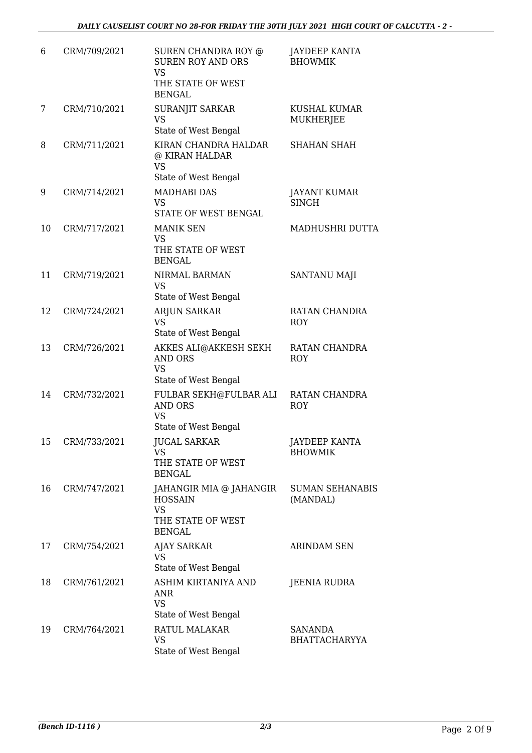| | | | |
|---|---|---|---|
| 6 | CRM/709/2021 | SUREN CHANDRA ROY @ SUREN ROY AND ORS<br>VS<br>THE STATE OF WEST BENGAL | JAYDEEP KANTA BHOWMIK |
| 7 | CRM/710/2021 | SURANJIT SARKAR<br>VS<br>State of West Bengal | KUSHAL KUMAR MUKHERJEE |
| 8 | CRM/711/2021 | KIRAN CHANDRA HALDAR @ KIRAN HALDAR<br>VS<br>State of West Bengal | SHAHAN SHAH |
| 9 | CRM/714/2021 | MADHABI DAS<br>VS<br>STATE OF WEST BENGAL | JAYANT KUMAR SINGH |
| 10 | CRM/717/2021 | MANIK SEN<br>VS<br>THE STATE OF WEST BENGAL | MADHUSHRI DUTTA |
| 11 | CRM/719/2021 | NIRMAL BARMAN<br>VS<br>State of West Bengal | SANTANU MAJI |
| 12 | CRM/724/2021 | ARJUN SARKAR<br>VS<br>State of West Bengal | RATAN CHANDRA ROY |
| 13 | CRM/726/2021 | AKKES ALI@AKKESH SEKH AND ORS<br>VS<br>State of West Bengal | RATAN CHANDRA ROY |
| 14 | CRM/732/2021 | FULBAR SEKH@FULBAR ALI AND ORS<br>VS<br>State of West Bengal | RATAN CHANDRA ROY |
| 15 | CRM/733/2021 | JUGAL SARKAR<br>VS<br>THE STATE OF WEST BENGAL | JAYDEEP KANTA BHOWMIK |
| 16 | CRM/747/2021 | JAHANGIR MIA @ JAHANGIR HOSSAIN<br>VS<br>THE STATE OF WEST BENGAL | SUMAN SEHANABIS (MANDAL) |
| 17 | CRM/754/2021 | AJAY SARKAR<br>VS<br>State of West Bengal | ARINDAM SEN |
| 18 | CRM/761/2021 | ASHIM KIRTANIYA AND ANR<br>VS<br>State of West Bengal | JEENIA RUDRA |
| 19 | CRM/764/2021 | RATUL MALAKAR<br>VS<br>State of West Bengal | SANANDA BHATTACHARYYA |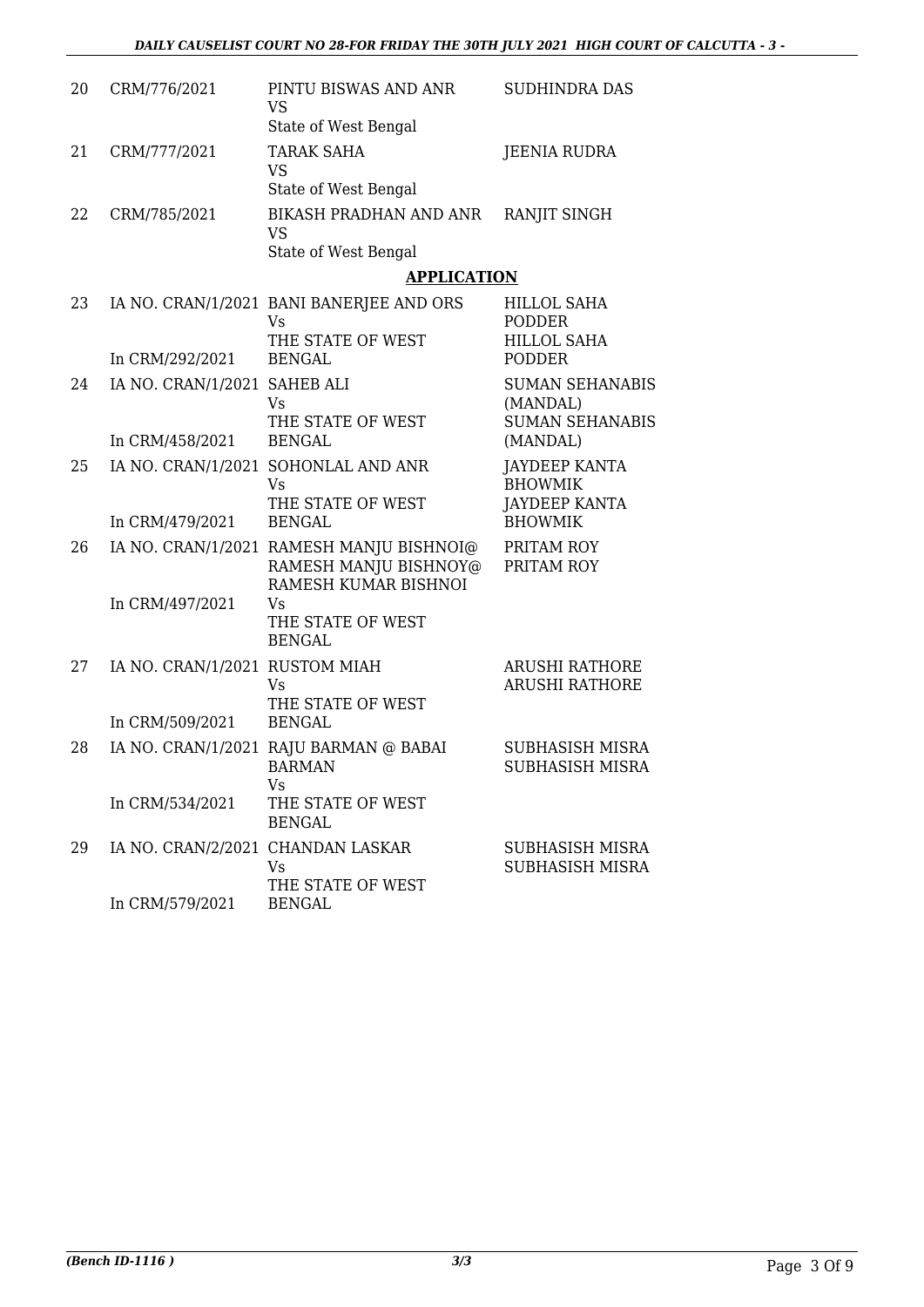| 20 | CRM/776/2021 | PINTU BISWAS AND ANR VS State of West Bengal | SUDHINDRA DAS |
|---|---|---|---|
| 21 | CRM/777/2021 | TARAK SAHA VS State of West Bengal | JEENIA RUDRA |
| 22 | CRM/785/2021 | BIKASH PRADHAN AND ANR VS State of West Bengal | RANJIT SINGH |

## APPLICATION

| 23 | IA NO. CRAN/1/2021 In CRM/292/2021 | BANI BANERJEE AND ORS Vs THE STATE OF WEST BENGAL | HILLOL SAHA PODDER HILLOL SAHA PODDER |
|---|---|---|---|
| 24 | IA NO. CRAN/1/2021 In CRM/458/2021 | SAHEB ALI Vs THE STATE OF WEST BENGAL | SUMAN SEHANABIS (MANDAL) SUMAN SEHANABIS (MANDAL) |
| 25 | IA NO. CRAN/1/2021 In CRM/479/2021 | SOHONLAL AND ANR Vs THE STATE OF WEST BENGAL | JAYDEEP KANTA BHOWMIK JAYDEEP KANTA BHOWMIK |
| 26 | IA NO. CRAN/1/2021 In CRM/497/2021 | RAMESH MANJU BISHNOI@ RAMESH MANJU BISHNOY@ RAMESH KUMAR BISHNOI Vs THE STATE OF WEST BENGAL | PRITAM ROY PRITAM ROY |
| 27 | IA NO. CRAN/1/2021 In CRM/509/2021 | RUSTOM MIAH Vs THE STATE OF WEST BENGAL | ARUSHI RATHORE ARUSHI RATHORE |
| 28 | IA NO. CRAN/1/2021 In CRM/534/2021 | RAJU BARMAN @ BABAI BARMAN Vs THE STATE OF WEST BENGAL | SUBHASISH MISRA SUBHASISH MISRA |
| 29 | IA NO. CRAN/2/2021 In CRM/579/2021 | CHANDAN LASKAR Vs THE STATE OF WEST BENGAL | SUBHASISH MISRA SUBHASISH MISRA |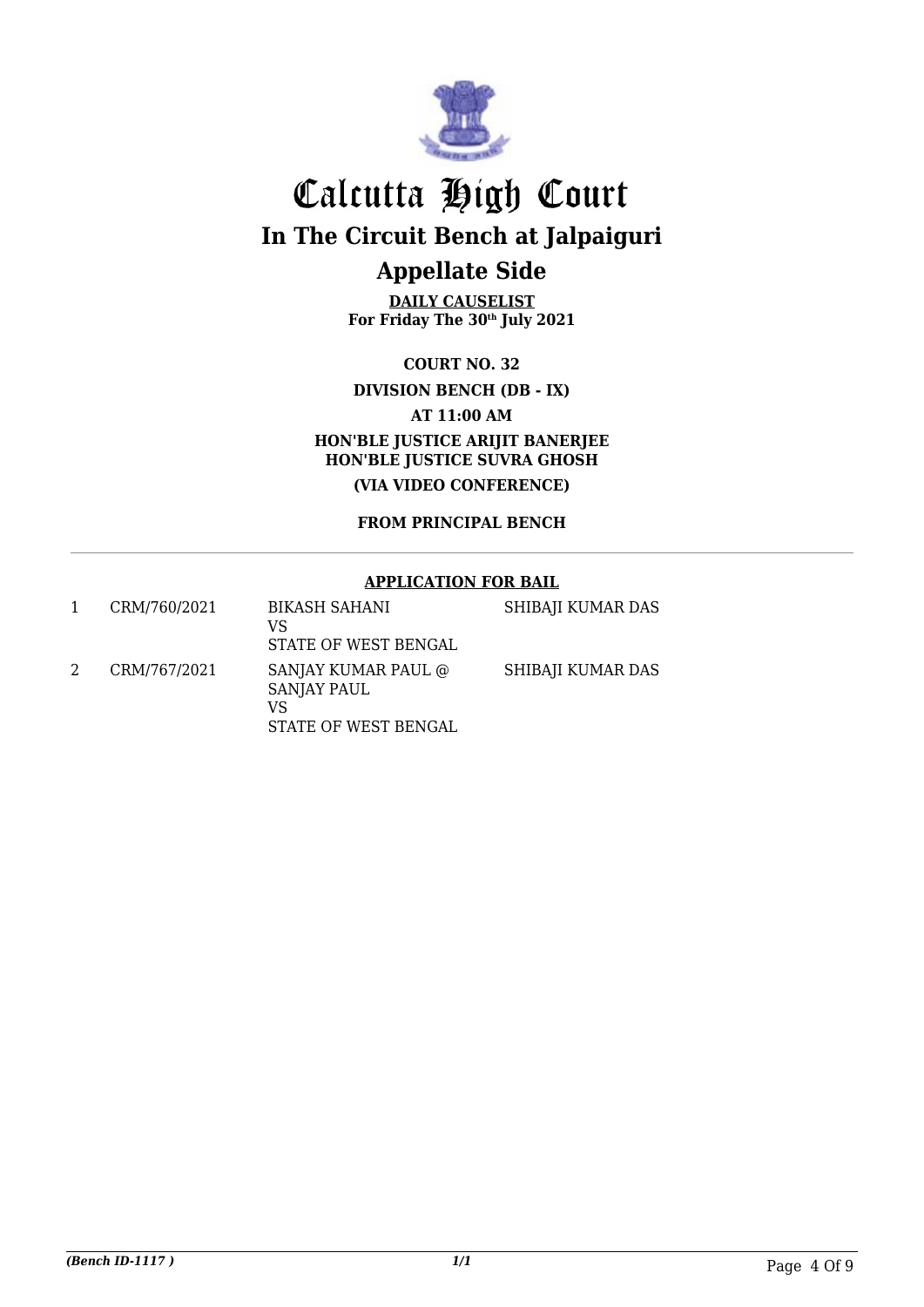# Calcutta High Court

## In The Circuit Bench at Jalpaiguri

## Appellate Side

**DAILY CAUSELIST**
**For Friday The 30th July 2021**

**COURT NO. 32**

**DIVISION BENCH (DB - IX)**

**AT 11:00 AM**

**HON'BLE JUSTICE ARIJIT BANERJEE**
**HON'BLE JUSTICE SUVRA GHOSH**

**(VIA VIDEO CONFERENCE)**

**FROM PRINCIPAL BENCH**

**APPLICATION FOR BAIL**

| | | | |
|---|---|---|---|
| 1 | CRM/760/2021 | BIKASH SAHANI<br>VS<br>STATE OF WEST BENGAL | SHIBAJI KUMAR DAS |
| 2 | CRM/767/2021 | SANJAY KUMAR PAUL @<br>SANJAY PAUL<br>VS<br>STATE OF WEST BENGAL | SHIBAJI KUMAR DAS |

*(Bench ID-1117 )* 1/1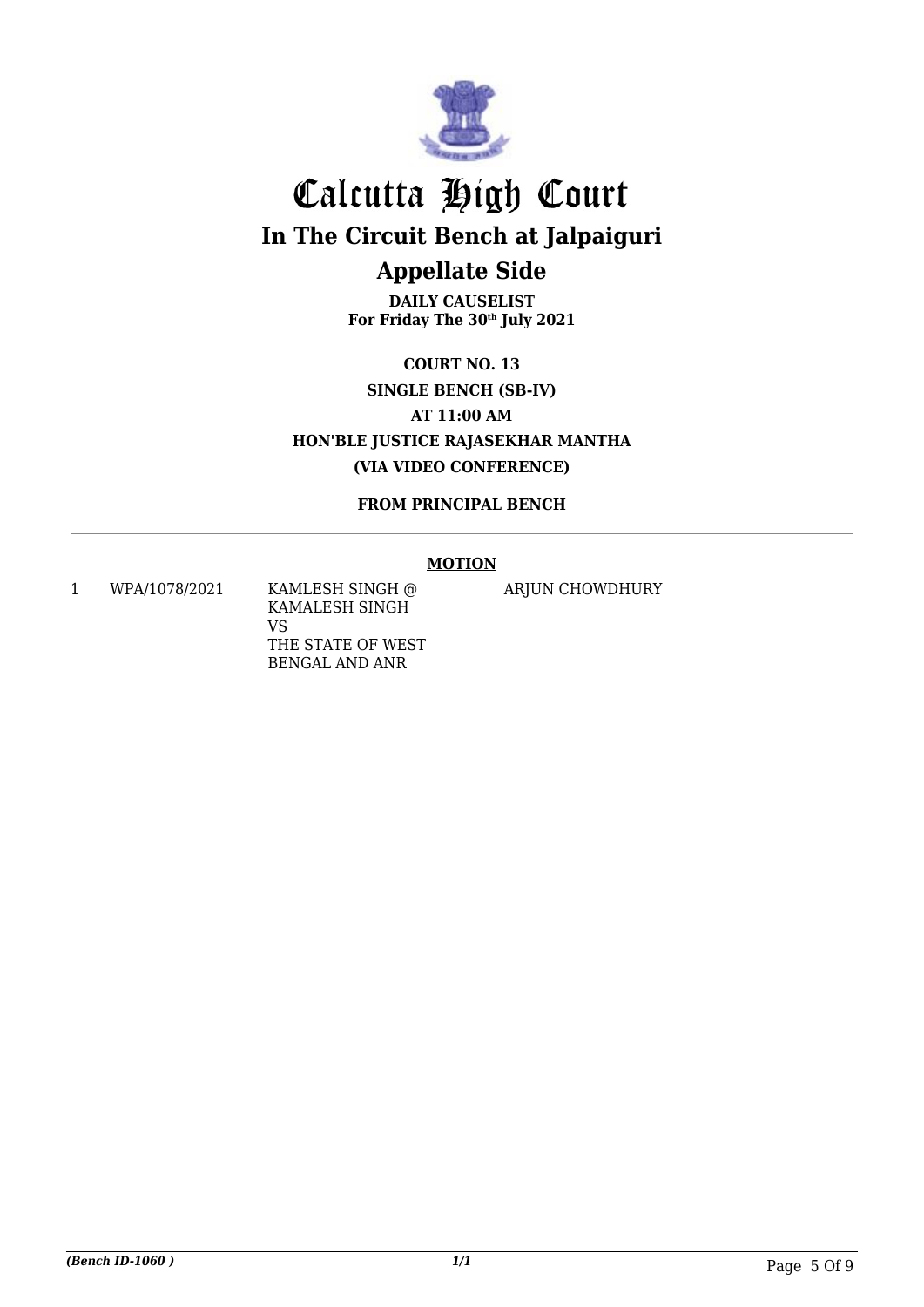# Calcutta High Court

## In The Circuit Bench at Jalpaiguri

## Appellate Side

**DAILY CAUSELIST**
**For Friday The 30th July 2021**

**COURT NO. 13**
**SINGLE BENCH (SB-IV)**
**AT 11:00 AM**
**HON'BLE JUSTICE RAJASEKHAR MANTHA**
**(VIA VIDEO CONFERENCE)**

**FROM PRINCIPAL BENCH**

**MOTION**

| | | | |
|---|---|---|---|
| 1 | WPA/1078/2021 | KAMLESH SINGH @ KAMALESH SINGH VS THE STATE OF WEST BENGAL AND ANR | ARJUN CHOWDHURY |

*(Bench ID-1060 )* 1/1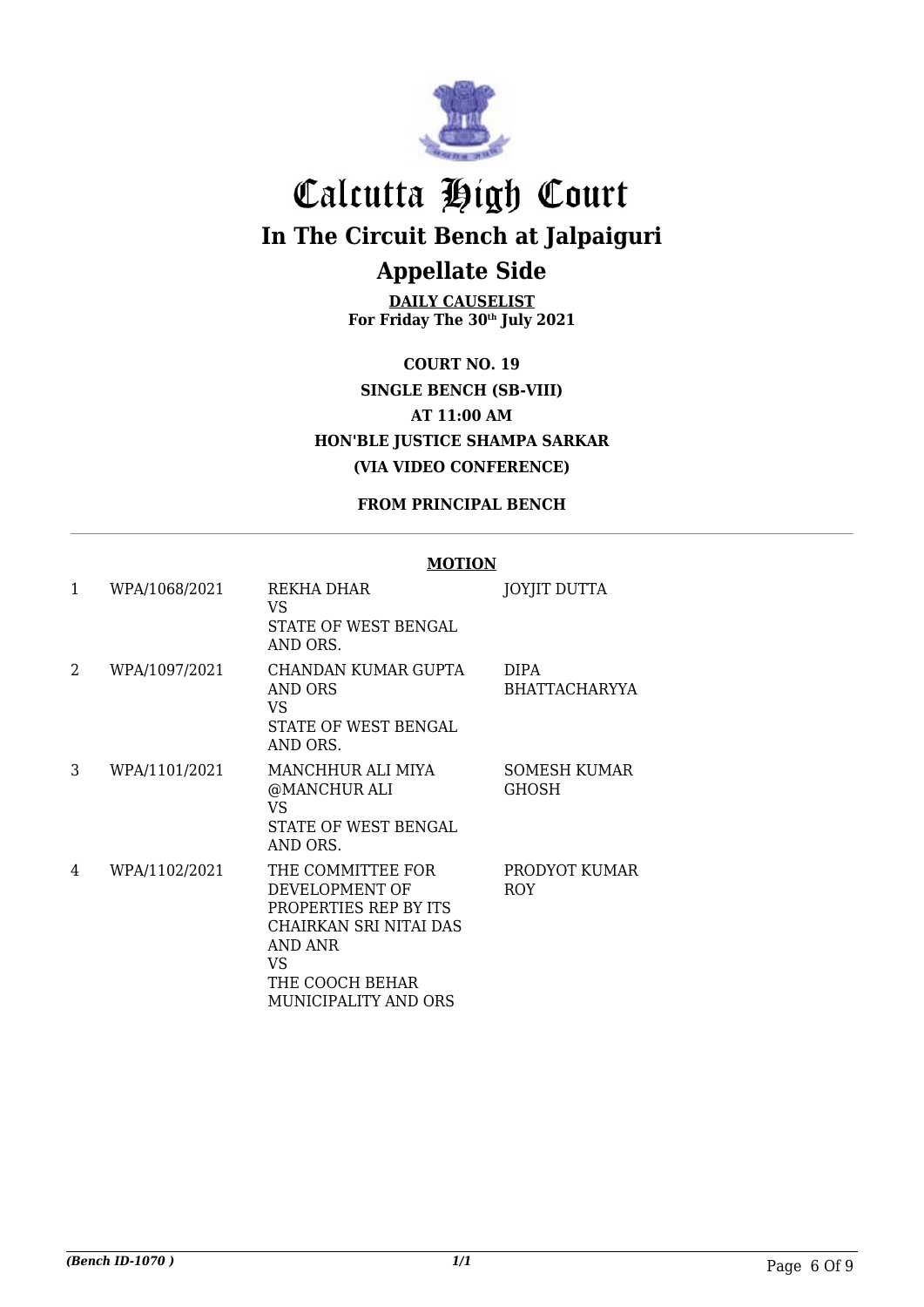# Calcutta High Court

## In The Circuit Bench at Jalpaiguri

## Appellate Side

**DAILY CAUSELIST**
**For Friday The 30th July 2021**

**COURT NO. 19**
**SINGLE BENCH (SB-VIII)**
**AT 11:00 AM**
**HON'BLE JUSTICE SHAMPA SARKAR**
**(VIA VIDEO CONFERENCE)**

**FROM PRINCIPAL BENCH**

**MOTION**

| | | | |
|---|---|---|---|
| 1 | WPA/1068/2021 | REKHA DHAR<br>VS<br>STATE OF WEST BENGAL AND ORS. | JOYJIT DUTTA |
| 2 | WPA/1097/2021 | CHANDAN KUMAR GUPTA AND ORS<br>VS<br>STATE OF WEST BENGAL AND ORS. | DIPA BHATTACHARYYA |
| 3 | WPA/1101/2021 | MANCHHUR ALI MIYA @MANCHUR ALI<br>VS<br>STATE OF WEST BENGAL AND ORS. | SOMESH KUMAR GHOSH |
| 4 | WPA/1102/2021 | THE COMMITTEE FOR DEVELOPMENT OF PROPERTIES REP BY ITS CHAIRKAN SRI NITAI DAS AND ANR<br>VS<br>THE COOCH BEHAR MUNICIPALITY AND ORS | PRODYOT KUMAR ROY |

*(Bench ID-1070 )* 1/1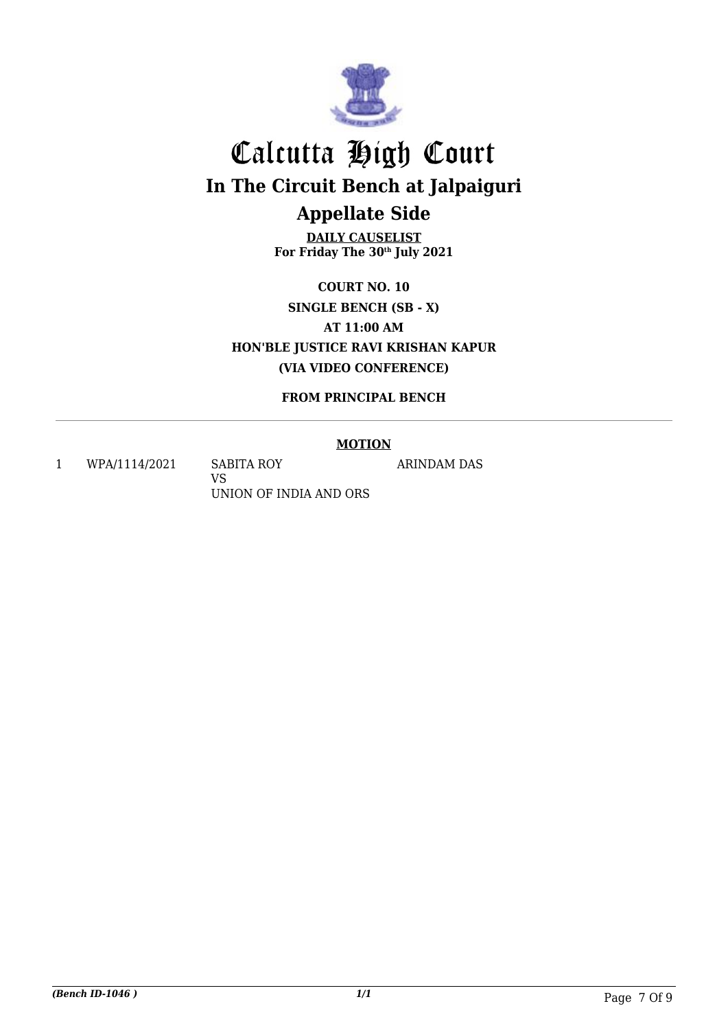# Calcutta High Court

## In The Circuit Bench at Jalpaiguri

## Appellate Side

**DAILY CAUSELIST**
**For Friday The 30th July 2021**

**COURT NO. 10**
**SINGLE BENCH (SB - X)**
**AT 11:00 AM**
**HON'BLE JUSTICE RAVI KRISHAN KAPUR**
**(VIA VIDEO CONFERENCE)**

**FROM PRINCIPAL BENCH**

**MOTION**

| | | | |
|---|---|---|---|
| 1 | WPA/1114/2021 | SABITA ROY<br>VS<br>UNION OF INDIA AND ORS | ARINDAM DAS |

*(Bench ID-1046 )*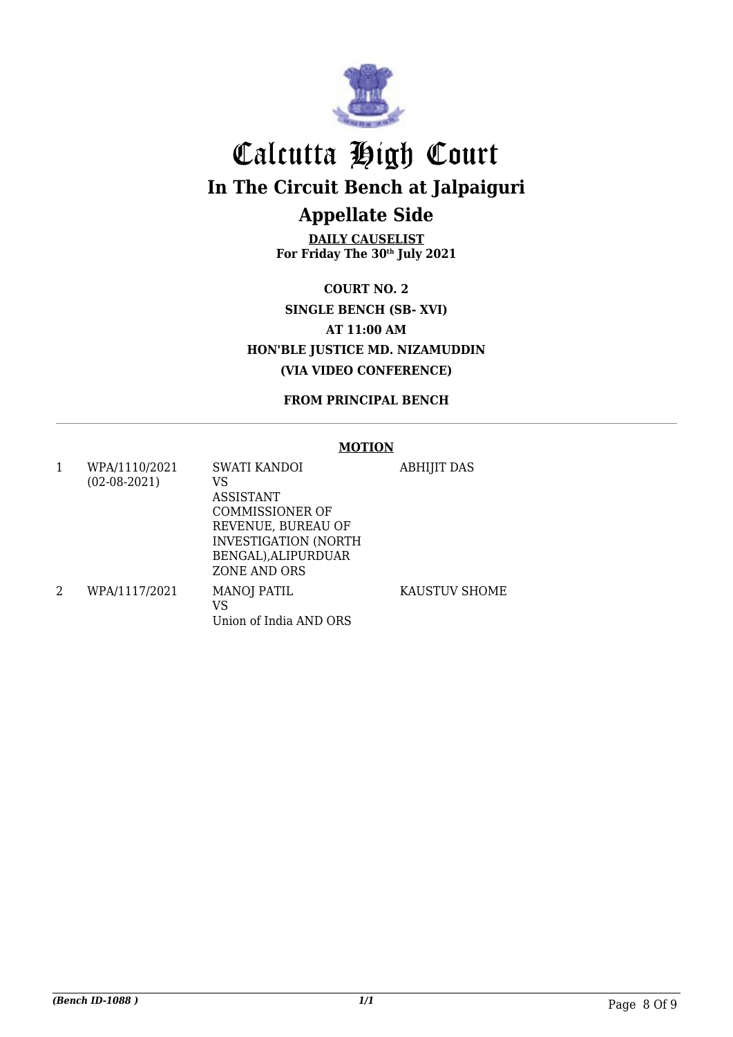# Calcutta High Court

## In The Circuit Bench at Jalpaiguri

## Appellate Side

**DAILY CAUSELIST**
**For Friday The 30th July 2021**

**COURT NO. 2**
**SINGLE BENCH (SB- XVI)**
**AT 11:00 AM**
**HON'BLE JUSTICE MD. NIZAMUDDIN**
**(VIA VIDEO CONFERENCE)**

**FROM PRINCIPAL BENCH**

**MOTION**

| | | | |
|---|---|---|---|
| 1 | WPA/1110/2021 (02-08-2021) | SWATI KANDOI VS ASSISTANT COMMISSIONER OF REVENUE, BUREAU OF INVESTIGATION (NORTH BENGAL),ALIPURDUAR ZONE AND ORS | ABHIJIT DAS |
| 2 | WPA/1117/2021 | MANOJ PATIL VS Union of India AND ORS | KAUSTUV SHOME |

*(Bench ID-1088 )*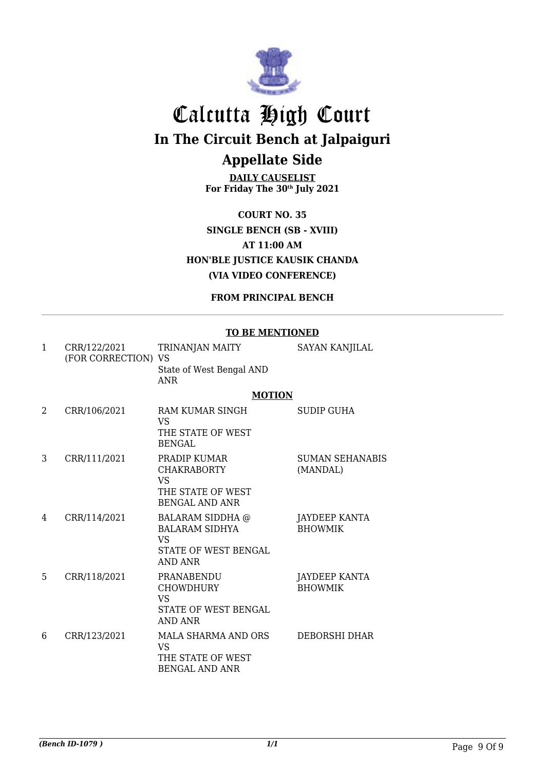# Calcutta High Court

## In The Circuit Bench at Jalpaiguri

## Appellate Side

**DAILY CAUSELIST**
**For Friday The 30th July 2021**

**COURT NO. 35**
**SINGLE BENCH (SB - XVIII)**
**AT 11:00 AM**
**HON'BLE JUSTICE KAUSIK CHANDA**
**(VIA VIDEO CONFERENCE)**

**FROM PRINCIPAL BENCH**

**TO BE MENTIONED**

| | | | |
|---|---|---|---|
| 1 | CRR/122/2021 (FOR CORRECTION) | TRINANJAN MAITY VS State of West Bengal AND ANR | SAYAN KANJILAL |

**MOTION**

| | | | |
|---|---|---|---|
| 2 | CRR/106/2021 | RAM KUMAR SINGH VS THE STATE OF WEST BENGAL | SUDIP GUHA |
| 3 | CRR/111/2021 | PRADIP KUMAR CHAKRABORTY VS THE STATE OF WEST BENGAL AND ANR | SUMAN SEHANABIS (MANDAL) |
| 4 | CRR/114/2021 | BALARAM SIDDHA @ BALARAM SIDHYA VS STATE OF WEST BENGAL AND ANR | JAYDEEP KANTA BHOWMIK |
| 5 | CRR/118/2021 | PRANABENDU CHOWDHURY VS STATE OF WEST BENGAL AND ANR | JAYDEEP KANTA BHOWMIK |
| 6 | CRR/123/2021 | MALA SHARMA AND ORS VS THE STATE OF WEST BENGAL AND ANR | DEBORSHI DHAR |

*(Bench ID-1079 )*